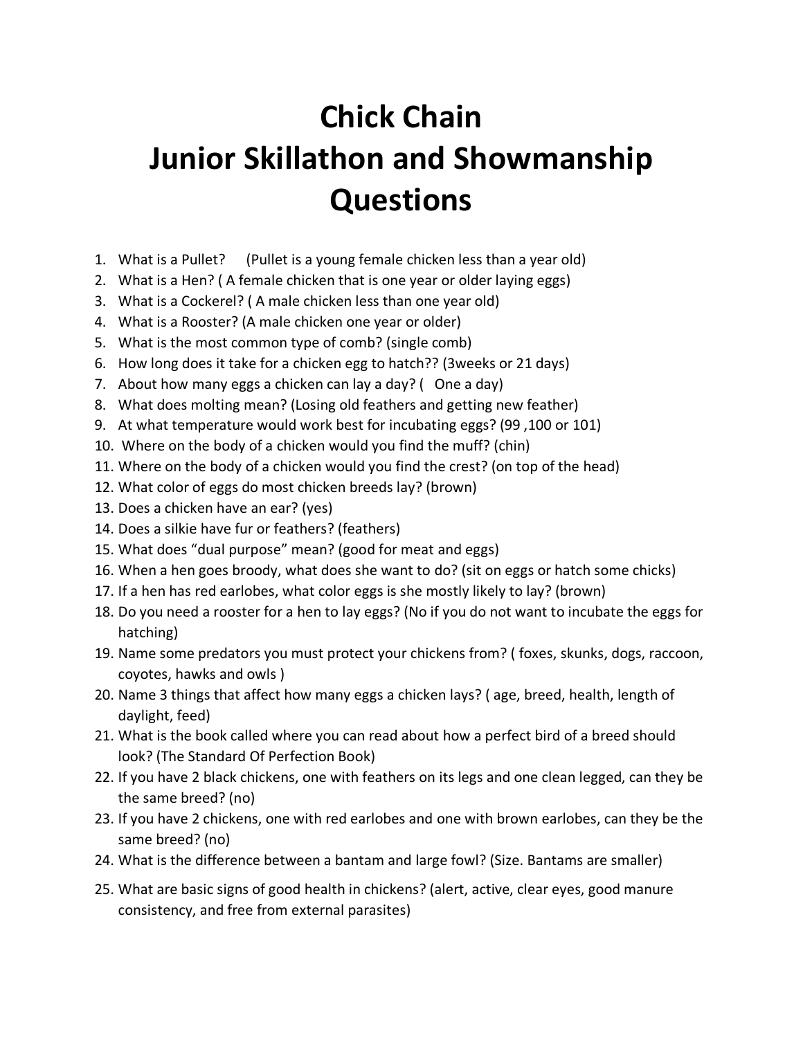# Chick Chain
# Junior Skillathon and Showmanship Questions

1. What is a Pullet? (Pullet is a young female chicken less than a year old)
2. What is a Hen? ( A female chicken that is one year or older laying eggs)
3. What is a Cockerel? ( A male chicken less than one year old)
4. What is a Rooster? (A male chicken one year or older)
5. What is the most common type of comb? (single comb)
6. How long does it take for a chicken egg to hatch?? (3weeks or 21 days)
7. About how many eggs a chicken can lay a day? ( One a day)
8. What does molting mean? (Losing old feathers and getting new feather)
9. At what temperature would work best for incubating eggs? (99 ,100 or 101)
10. Where on the body of a chicken would you find the muff? (chin)
11. Where on the body of a chicken would you find the crest? (on top of the head)
12. What color of eggs do most chicken breeds lay? (brown)
13. Does a chicken have an ear? (yes)
14. Does a silkie have fur or feathers? (feathers)
15. What does "dual purpose" mean? (good for meat and eggs)
16. When a hen goes broody, what does she want to do? (sit on eggs or hatch some chicks)
17. If a hen has red earlobes, what color eggs is she mostly likely to lay? (brown)
18. Do you need a rooster for a hen to lay eggs? (No if you do not want to incubate the eggs for hatching)
19. Name some predators you must protect your chickens from? ( foxes, skunks, dogs, raccoon, coyotes, hawks and owls )
20. Name 3 things that affect how many eggs a chicken lays? ( age, breed, health, length of daylight, feed)
21. What is the book called where you can read about how a perfect bird of a breed should look? (The Standard Of Perfection Book)
22. If you have 2 black chickens, one with feathers on its legs and one clean legged, can they be the same breed? (no)
23. If you have 2 chickens, one with red earlobes and one with brown earlobes, can they be the same breed? (no)
24. What is the difference between a bantam and large fowl? (Size. Bantams are smaller)
25. What are basic signs of good health in chickens? (alert, active, clear eyes, good manure consistency, and free from external parasites)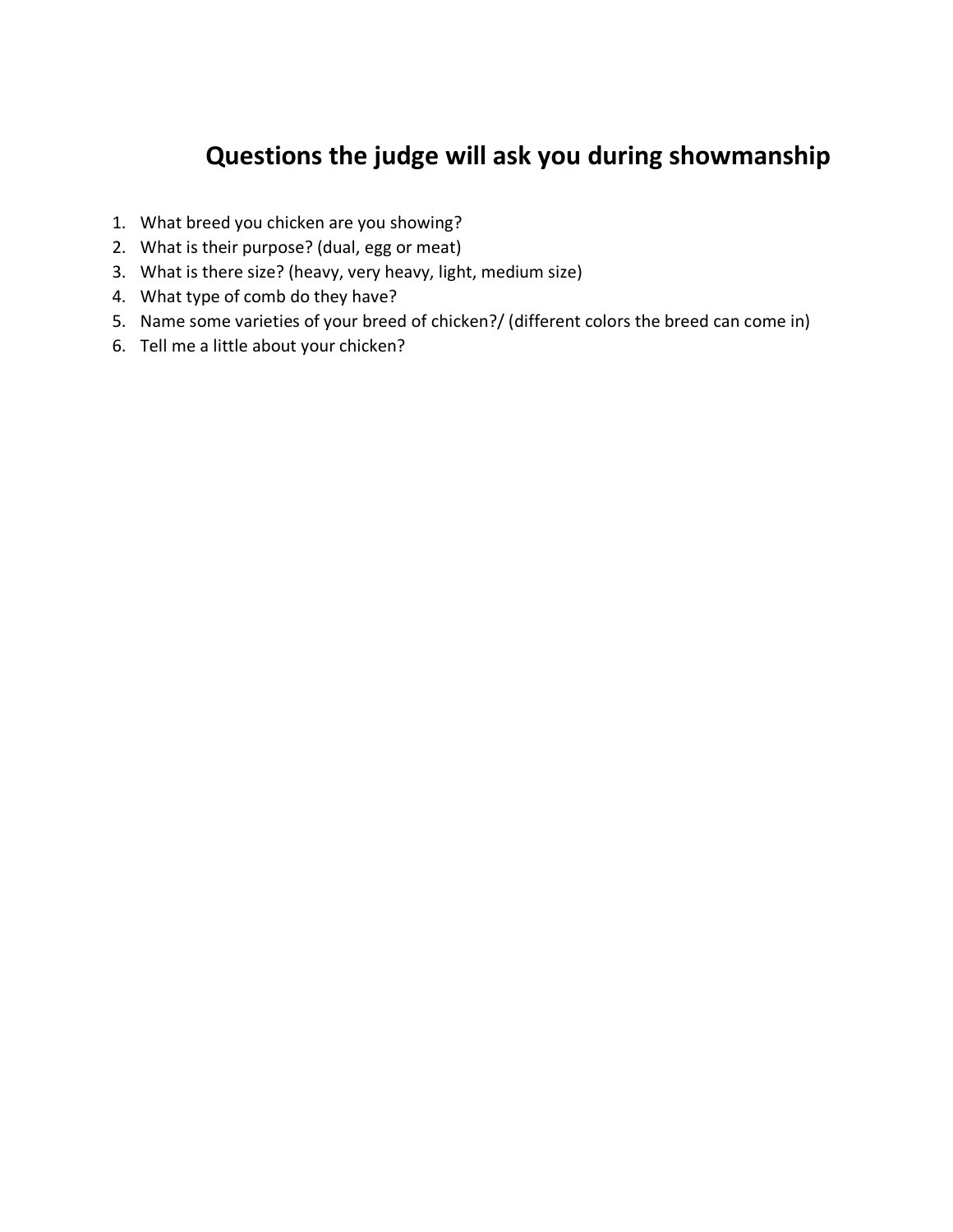# Questions the judge will ask you during showmanship

1. What breed you chicken are you showing?
2. What is their purpose? (dual, egg or meat)
3. What is there size? (heavy, very heavy, light, medium size)
4. What type of comb do they have?
5. Name some varieties of your breed of chicken?/ (different colors the breed can come in)
6. Tell me a little about your chicken?